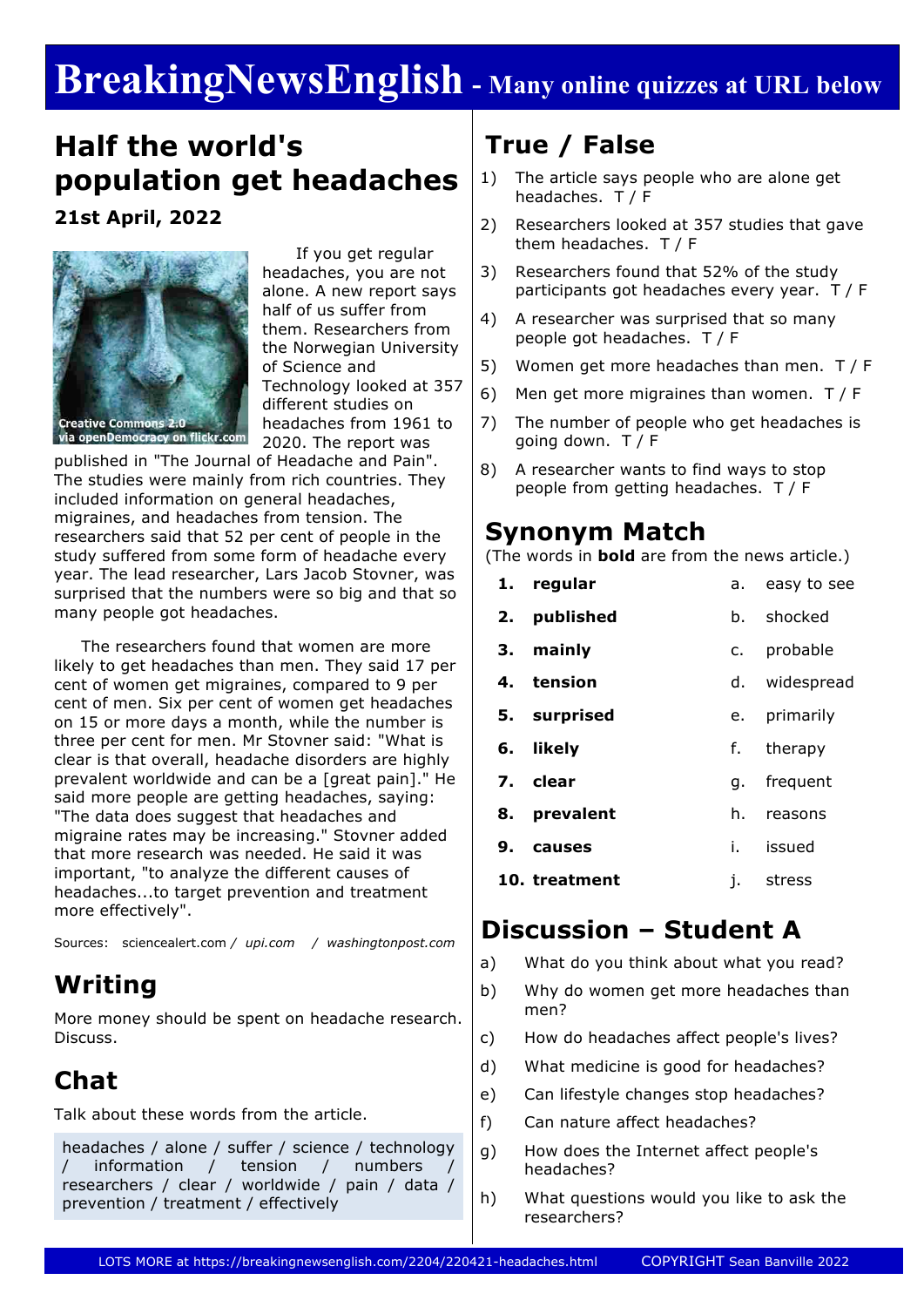# BreakingNewsEnglish - Many online quizzes at URL below

## Half the world's population get headaches

**21st April, 2022**

Creative Commons 2.0 via openDemocracy on flickr.com

If you get regular headaches, you are not alone. A new report says half of us suffer from them. Researchers from the Norwegian University of Science and Technology looked at 357 different studies on headaches from 1961 to 2020. The report was published in "The Journal of Headache and Pain". The studies were mainly from rich countries. They included information on general headaches, migraines, and headaches from tension. The researchers said that 52 per cent of people in the study suffered from some form of headache every year. The lead researcher, Lars Jacob Stovner, was surprised that the numbers were so big and that so many people got headaches.

The researchers found that women are more likely to get headaches than men. They said 17 per cent of women get migraines, compared to 9 per cent of men. Six per cent of women get headaches on 15 or more days a month, while the number is three per cent for men. Mr Stovner said: "What is clear is that overall, headache disorders are highly prevalent worldwide and can be a [great pain]." He said more people are getting headaches, saying: "The data does suggest that headaches and migraine rates may be increasing." Stovner added that more research was needed. He said it was important, "to analyze the different causes of headaches...to target prevention and treatment more effectively".

Sources: sciencealert.com / *upi.com* / *washingtonpost.com*

## Writing

More money should be spent on headache research. Discuss.

## Chat

Talk about these words from the article.

headaches / alone / suffer / science / technology / information / tension / numbers / researchers / clear / worldwide / pain / data / prevention / treatment / effectively

## True / False

1) The article says people who are alone get headaches. T / F
2) Researchers looked at 357 studies that gave them headaches. T / F
3) Researchers found that 52% of the study participants got headaches every year. T / F
4) A researcher was surprised that so many people got headaches. T / F
5) Women get more headaches than men. T / F
6) Men get more migraines than women. T / F
7) The number of people who get headaches is going down. T / F
8) A researcher wants to find ways to stop people from getting headaches. T / F

## Synonym Match

(The words in **bold** are from the news article.)

| | | | |
|---|---|---|---|
| 1. | **regular** | a. | easy to see |
| 2. | **published** | b. | shocked |
| 3. | **mainly** | c. | probable |
| 4. | **tension** | d. | widespread |
| 5. | **surprised** | e. | primarily |
| 6. | **likely** | f. | therapy |
| 7. | **clear** | g. | frequent |
| 8. | **prevalent** | h. | reasons |
| 9. | **causes** | i. | issued |
| 10. | **treatment** | j. | stress |

## Discussion – Student A

a) What do you think about what you read?
b) Why do women get more headaches than men?
c) How do headaches affect people's lives?
d) What medicine is good for headaches?
e) Can lifestyle changes stop headaches?
f) Can nature affect headaches?
g) How does the Internet affect people's headaches?
h) What questions would you like to ask the researchers?

LOTS MORE at https://breakingnewsenglish.com/2204/220421-headaches.html COPYRIGHT Sean Banville 2022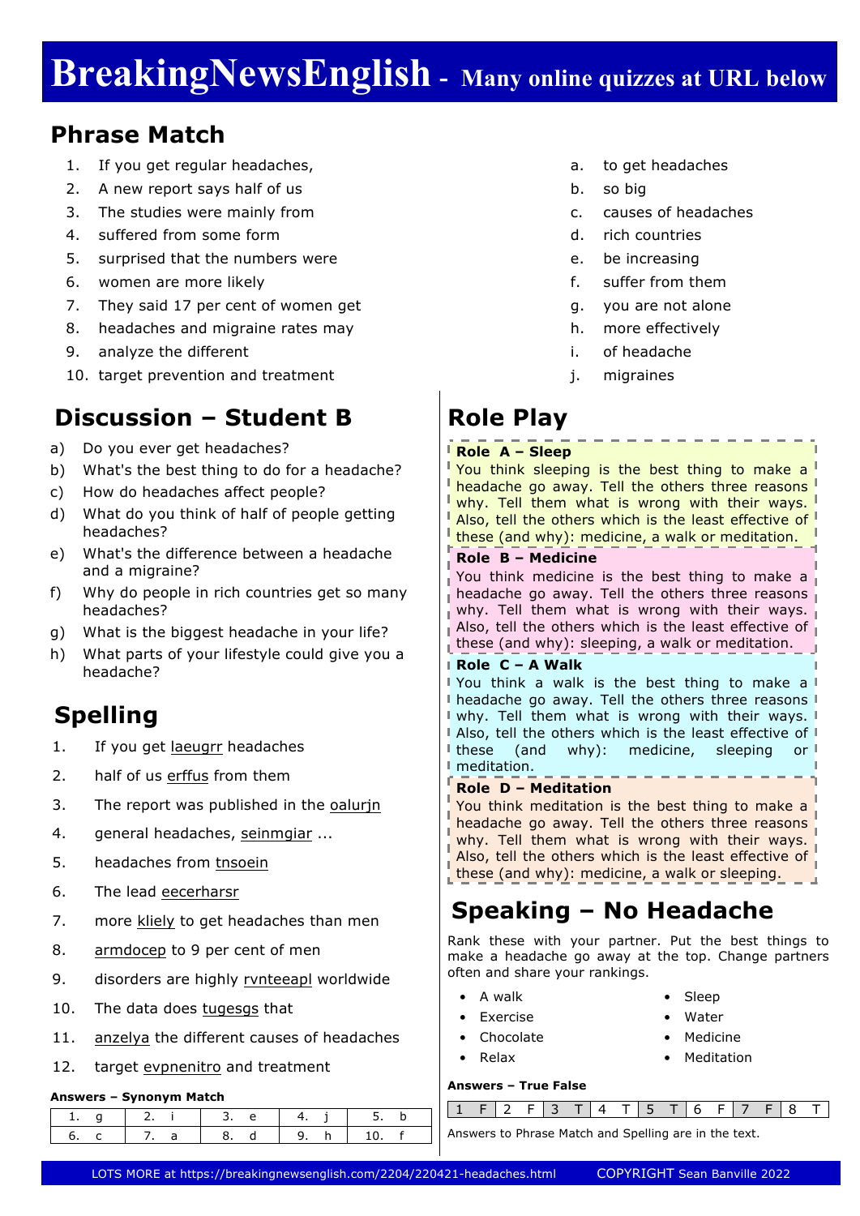# BreakingNewsEnglish - Many online quizzes at URL below

## Phrase Match

1. If you get regular headaches,
2. A new report says half of us
3. The studies were mainly from
4. suffered from some form
5. surprised that the numbers were
6. women are more likely
7. They said 17 per cent of women get
8. headaches and migraine rates may
9. analyze the different
10. target prevention and treatment

a. to get headaches
b. so big
c. causes of headaches
d. rich countries
e. be increasing
f. suffer from them
g. you are not alone
h. more effectively
i. of headache
j. migraines

## Discussion – Student B

a) Do you ever get headaches?
b) What's the best thing to do for a headache?
c) How do headaches affect people?
d) What do you think of half of people getting headaches?
e) What's the difference between a headache and a migraine?
f) Why do people in rich countries get so many headaches?
g) What is the biggest headache in your life?
h) What parts of your lifestyle could give you a headache?

## Spelling

1. If you get laeugrr headaches
2. half of us erffus from them
3. The report was published in the oalurjn
4. general headaches, seinmgiar ...
5. headaches from tnsoein
6. The lead eecerharsr
7. more kliely to get headaches than men
8. armdocep to 9 per cent of men
9. disorders are highly rvnteeapl worldwide
10. The data does tugesgs that
11. anzelya the different causes of headaches
12. target evpnenitro and treatment

**Answers – Synonym Match**

| | | | | |
|---|---|---|---|---|
| 1. g | 2. i | 3. e | 4. j | 5. b |
| 6. c | 7. a | 8. d | 9. h | 10. f |

## Role Play

**Role A – Sleep**
You think sleeping is the best thing to make a headache go away. Tell the others three reasons why. Tell them what is wrong with their ways. Also, tell the others which is the least effective of these (and why): medicine, a walk or meditation.

**Role B – Medicine**
You think medicine is the best thing to make a headache go away. Tell the others three reasons why. Tell them what is wrong with their ways. Also, tell the others which is the least effective of these (and why): sleeping, a walk or meditation.

**Role C – A Walk**
You think a walk is the best thing to make a headache go away. Tell the others three reasons why. Tell them what is wrong with their ways. Also, tell the others which is the least effective of these (and why): medicine, sleeping or meditation.

**Role D – Meditation**
You think meditation is the best thing to make a headache go away. Tell the others three reasons why. Tell them what is wrong with their ways. Also, tell the others which is the least effective of these (and why): medicine, a walk or sleeping.

## Speaking – No Headache

Rank these with your partner. Put the best things to make a headache go away at the top. Change partners often and share your rankings.

- A walk
- Exercise
- Chocolate
- Relax
- Sleep
- Water
- Medicine
- Meditation

**Answers – True False**

| | | | | | | | | | | | | | | | |
|---|---|---|---|---|---|---|---|---|---|---|---|---|---|---|---|
| 1 | F | 2 | F | 3 | T | 4 | T | 5 | T | 6 | F | 7 | F | 8 | T |

Answers to Phrase Match and Spelling are in the text.

LOTS MORE at https://breakingnewsenglish.com/2204/220421-headaches.html COPYRIGHT Sean Banville 2022